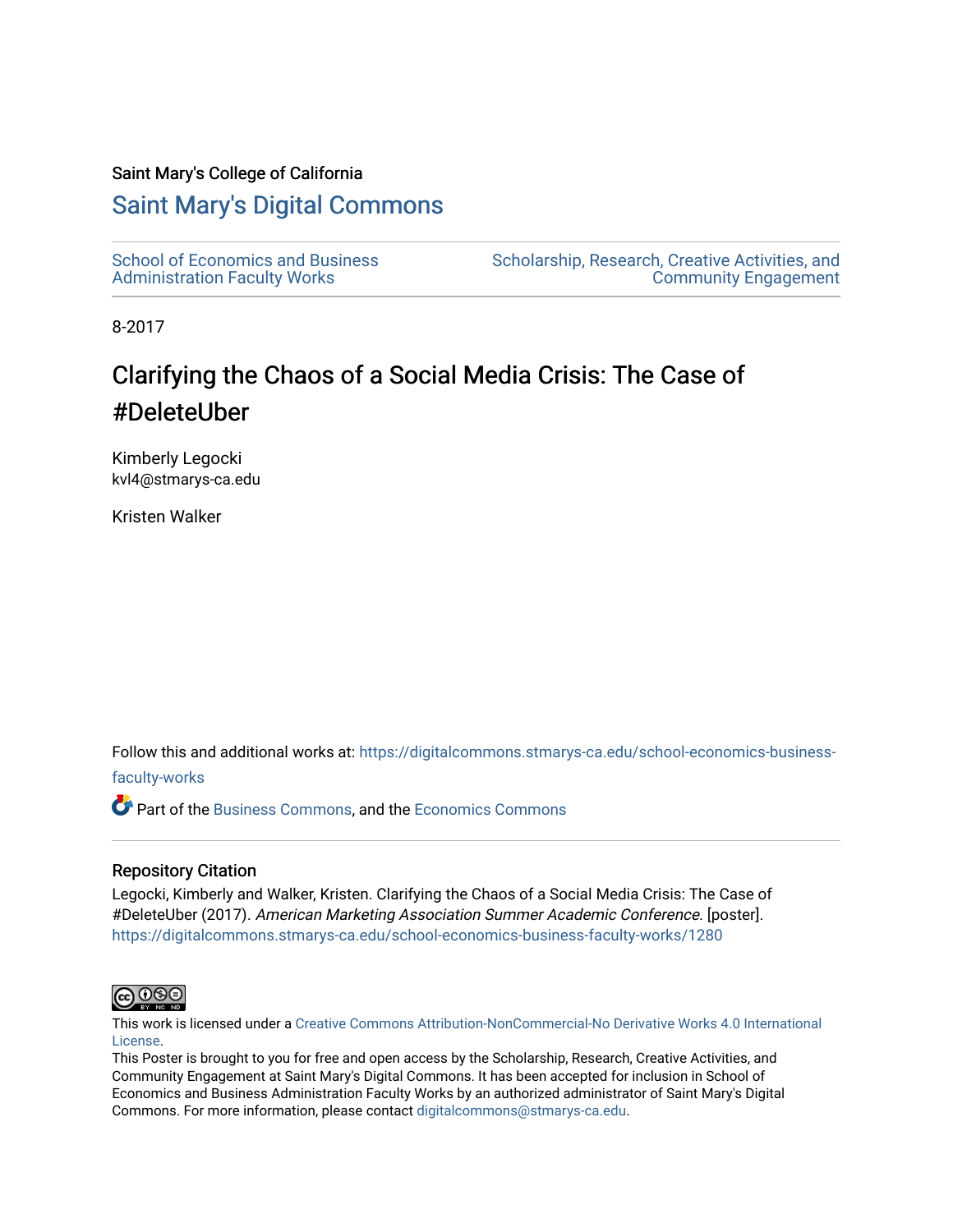Saint Mary's College of California

# Saint Mary's Digital Commons

School of Economics and Business Administration Faculty Works

Scholarship, Research, Creative Activities, and Community Engagement

8-2017

## Clarifying the Chaos of a Social Media Crisis: The Case of #DeleteUber

Kimberly Legocki
kvl4@stmarys-ca.edu

Kristen Walker

Follow this and additional works at: https://digitalcommons.stmarys-ca.edu/school-economics-business-faculty-works

Part of the Business Commons, and the Economics Commons

### Repository Citation

Legocki, Kimberly and Walker, Kristen. Clarifying the Chaos of a Social Media Crisis: The Case of #DeleteUber (2017). *American Marketing Association Summer Academic Conference.* [poster]. https://digitalcommons.stmarys-ca.edu/school-economics-business-faculty-works/1280

This work is licensed under a Creative Commons Attribution-NonCommercial-No Derivative Works 4.0 International License.

This Poster is brought to you for free and open access by the Scholarship, Research, Creative Activities, and Community Engagement at Saint Mary's Digital Commons. It has been accepted for inclusion in School of Economics and Business Administration Faculty Works by an authorized administrator of Saint Mary's Digital Commons. For more information, please contact digitalcommons@stmarys-ca.edu.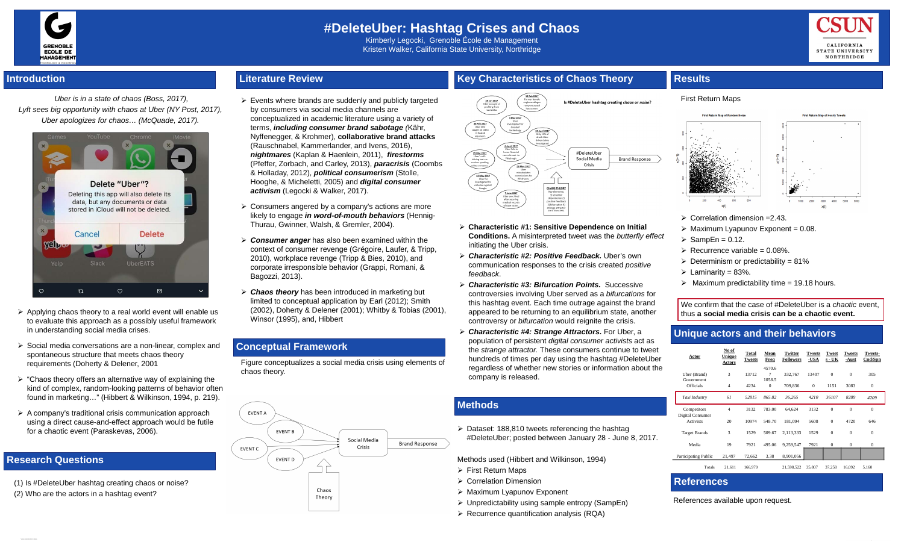# #DeleteUber: Hashtag Crises and Chaos

Kimberly Legocki, Grenoble École de Management
Kristen Walker, California State University, Northridge

## Introduction

*Uber is in a state of chaos (Boss, 2017),*
*Lyft sees big opportunity with chaos at Uber (NY Post, 2017),*
*Uber apologizes for chaos… (McQuade, 2017).*

Delete "Uber"?
Deleting this app will also delete its data, but any documents or data stored in iCloud will not be deleted.
Cancel Delete

- Applying chaos theory to a real world event will enable us to evaluate this approach as a possibly useful framework in understanding social media crises.
- Social media conversations are a non-linear, complex and spontaneous structure that meets chaos theory requirements (Doherty & Delener, 2001
- "Chaos theory offers an alternative way of explaining the kind of complex, random-looking patterns of behavior often found in marketing…" (Hibbert & Wilkinson, 1994, p. 219).
- A company's traditional crisis communication approach using a direct cause-and-effect approach would be futile for a chaotic event (Paraskevas, 2006).

## Research Questions

(1) Is #DeleteUber hashtag creating chaos or noise?
(2) Who are the actors in a hashtag event?

## Literature Review

- Events where brands are suddenly and publicly targeted by consumers via social media channels are conceptualized in academic literature using a variety of terms, ***including consumer brand sabotage*** (Kähr, Nyffenegger, & Krohmer), **collaborative brand attacks** (Rauschnabel, Kammerlander, and Ivens, 2016), ***nightmares*** (Kaplan & Haenlein, 2011), ***firestorms*** (Pfeffer, Zorbach, and Carley, 2013), ***paracrisis*** (Coombs & Holladay, 2012), ***political consumerism*** (Stolle, Hooghe, & Micheletti, 2005) and ***digital consumer activism*** (Legocki & Walker, 2017).
- Consumers angered by a company's actions are more likely to engage ***in word-of-mouth behaviors*** (Hennig-Thurau, Gwinner, Walsh, & Gremler, 2004).
- ***Consumer anger*** has also been examined within the context of consumer revenge (Grégoire, Laufer, & Tripp, 2010), workplace revenge (Tripp & Bies, 2010), and corporate irresponsible behavior (Grappi, Romani, & Bagozzi, 2013).
- ***Chaos theory*** has been introduced in marketing but limited to conceptual application by Earl (2012); Smith (2002), Doherty & Delener (2001); Whitby & Tobias (2001), Winsor (1995), and, Hibbert

## Conceptual Framework

Figure conceptualizes a social media crisis using elements of chaos theory.

EVENT A
EVENT B
EVENT C
EVENT D
Social Media Crisis
Brand Response
Chaos Theory

## Key Characteristics of Chaos Theory

Is #DeleteUber hashtag creating *chaos or noise*?

#DeleteUber Social Media Crisis
Brand Response
CHAOS THEORY

- ***Characteristic #1: Sensitive Dependence on Initial Conditions.*** A misinterpreted tweet was the *butterfly effect* initiating the Uber crisis.
- ***Characteristic #2: Positive Feedback.*** Uber's own communication responses to the crisis created *positive feedback*.
- ***Characteristic #3: Bifurcation Points.*** Successive controversies involving Uber served as a *bifurcations* for this hashtag event. Each time outrage against the brand appeared to be returning to an equilibrium state, another controversy or *bifurcation* would reignite the crisis.
- ***Characteristic #4: Strange Attractors.*** For Uber, a population of persistent *digital consumer activists* act as the *strange attractor.* These consumers continue to tweet hundreds of times per day using the hashtag #DeleteUber regardless of whether new stories or information about the company is released.

## Methods

- Dataset: 188,810 tweets referencing the hashtag #DeleteUber; posted between January 28 - June 8, 2017.

Methods used (Hibbert and Wilkinson, 1994)

- First Return Maps
- Correlation Dimension
- Maximum Lyapunov Exponent
- Unpredictability using sample entropy (SampEn)
- Recurrence quantification analysis (RQA)

## Results

First Return Maps

First Return Map of Random Noise
First Return Map of Hourly Tweets

- Correlation dimension =2.43.
- Maximum Lyapunov Exponent = 0.08.
- SampEn = 0.12.
- Recurrence variable = 0.08%.
- Determinism or predictability = 81%
- Laminarity = 83%.
- Maximum predictability time = 19.18 hours.

We confirm that the case of #DeleteUber is a *chaotic* event, thus **a social media crisis can be a chaotic event.**

## Unique actors and their behaviors

| Actor | No of Unique Actors | Total Tweets | Mean Freq | Twitter Followers | Tweets -USA | Tweet s - UK | Tweets -Aust | Tweets-Cnd/Spn |
|---|---|---|---|---|---|---|---|---|
| Uber (Brand) | 3 | 13712 | 4570.67 | 332,767 | 13407 | 0 | 0 | 305 |
| Government Officials | 4 | 4234 | 1058.50 | 709,836 | 0 | 1151 | 3083 | 0 |
| *Taxi Industry* | *61* | *52815* | *865.82* | *36,265* | *4210* | *36107* | *8289* | *4209* |
| Competitors | 4 | 3132 | 783.00 | 64,624 | 3132 | 0 | 0 | 0 |
| Digital Consumer Activists | 20 | 10974 | 548.70 | 181,094 | 5608 | 0 | 4720 | 646 |
| Target Brands | 3 | 1529 | 509.67 | 2,113,333 | 1529 | 0 | 0 | 0 |
| Media | 19 | 7921 | 495.06 | 9,259,547 | 7921 | 0 | 0 | 0 |
| Participating Public | 21,497 | 72,662 | 3.38 | 8,901,056 | | | | |
| Totals | 21,611 | 166,979 | | 21,598,522 | 35,807 | 37,258 | 16,092 | 5,160 |

## References

References available upon request.